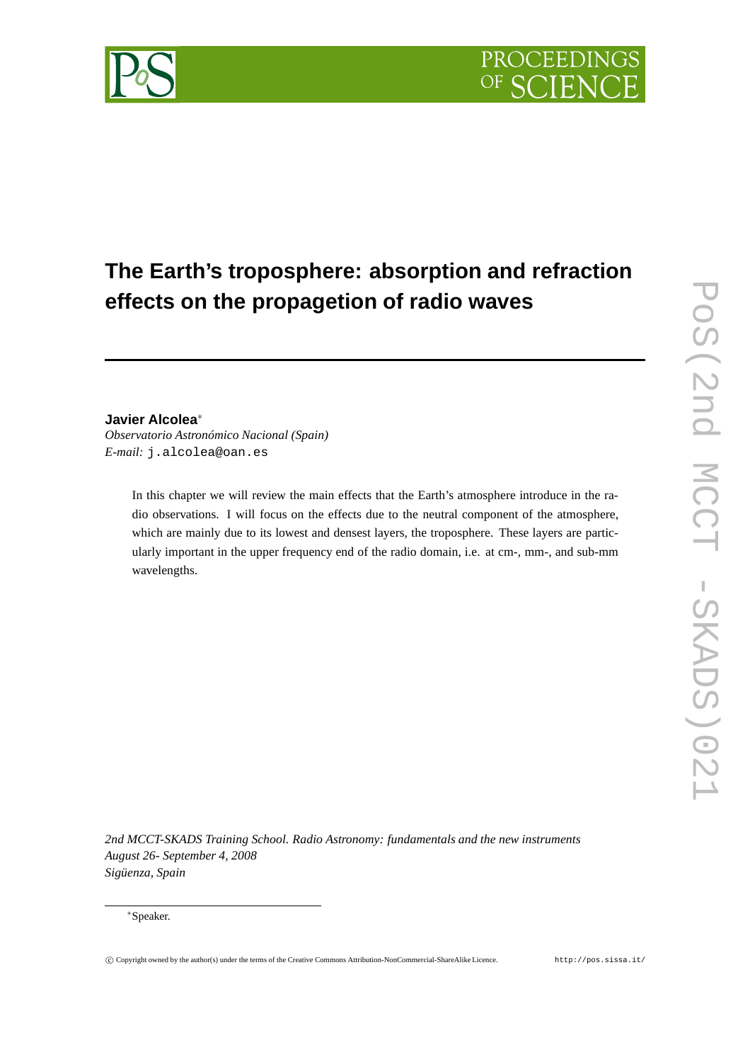# The Earth's troposphere: absorption and refraction effects on the propagetion of radio waves

**Javier Alcolea**[*]
*Observatorio Astronómico Nacional (Spain)*
*E-mail:* j.alcolea@oan.es

In this chapter we will review the main effects that the Earth's atmosphere introduce in the radio observations. I will focus on the effects due to the neutral component of the atmosphere, which are mainly due to its lowest and densest layers, the troposphere. These layers are particularly important in the upper frequency end of the radio domain, i.e. at cm-, mm-, and sub-mm wavelengths.

*2nd MCCT-SKADS Training School. Radio Astronomy: fundamentals and the new instruments*
*August 26- September 4, 2008*
*Sigüenza, Spain*

[*]Speaker.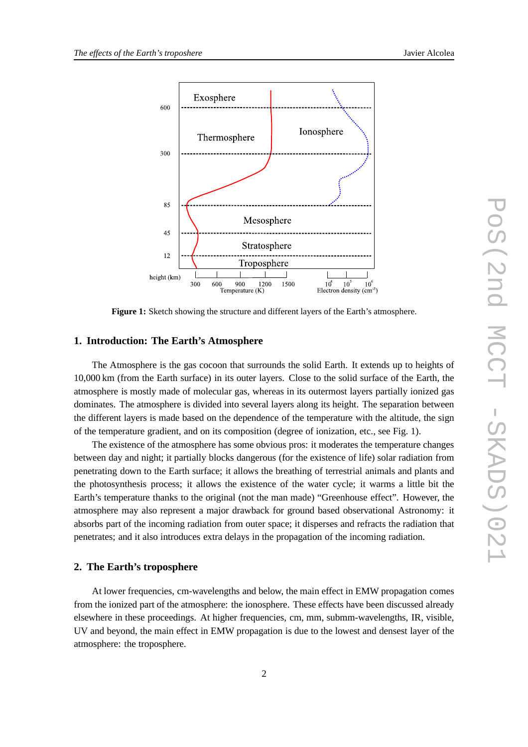Figure 1: Sketch showing the structure and different layers of the Earth's atmosphere.

## 1. Introduction: The Earth's Atmosphere

The Atmosphere is the gas cocoon that surrounds the solid Earth. It extends up to heights of 10,000 km (from the Earth surface) in its outer layers. Close to the solid surface of the Earth, the atmosphere is mostly made of molecular gas, whereas in its outermost layers partially ionized gas dominates. The atmosphere is divided into several layers along its height. The separation between the different layers is made based on the dependence of the temperature with the altitude, the sign of the temperature gradient, and on its composition (degree of ionization, etc., see Fig. 1).

The existence of the atmosphere has some obvious pros: it moderates the temperature changes between day and night; it partially blocks dangerous (for the existence of life) solar radiation from penetrating down to the Earth surface; it allows the breathing of terrestrial animals and plants and the photosynthesis process; it allows the existence of the water cycle; it warms a little bit the Earth's temperature thanks to the original (not the man made) "Greenhouse effect". However, the atmosphere may also represent a major drawback for ground based observational Astronomy: it absorbs part of the incoming radiation from outer space; it disperses and refracts the radiation that penetrates; and it also introduces extra delays in the propagation of the incoming radiation.

## 2. The Earth's troposphere

At lower frequencies, cm-wavelengths and below, the main effect in EMW propagation comes from the ionized part of the atmosphere: the ionosphere. These effects have been discussed already elsewhere in these proceedings. At higher frequencies, cm, mm, submm-wavelengths, IR, visible, UV and beyond, the main effect in EMW propagation is due to the lowest and densest layer of the atmosphere: the troposphere.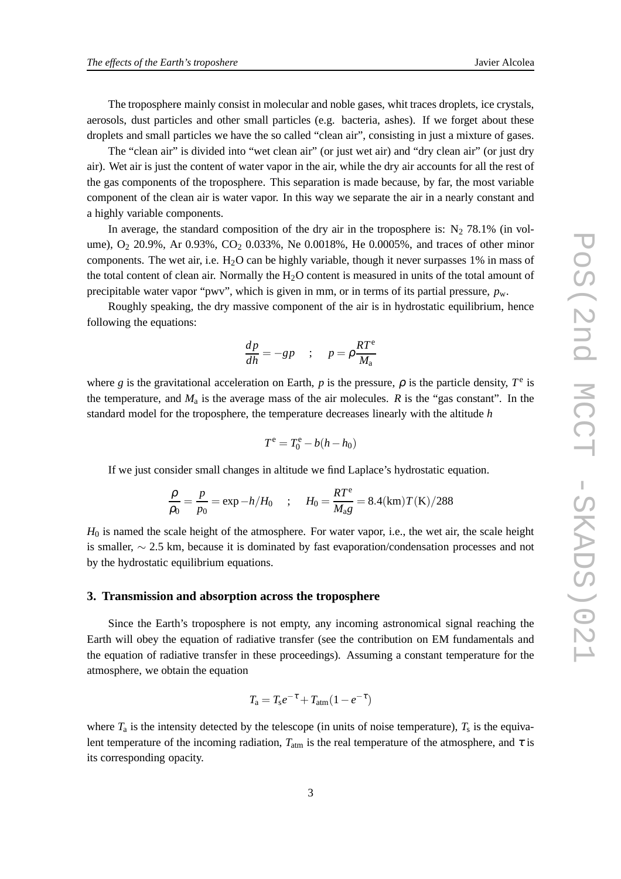The troposphere mainly consist in molecular and noble gases, whit traces droplets, ice crystals, aerosols, dust particles and other small particles (e.g. bacteria, ashes). If we forget about these droplets and small particles we have the so called "clean air", consisting in just a mixture of gases.

The "clean air" is divided into "wet clean air" (or just wet air) and "dry clean air" (or just dry air). Wet air is just the content of water vapor in the air, while the dry air accounts for all the rest of the gas components of the troposphere. This separation is made because, by far, the most variable component of the clean air is water vapor. In this way we separate the air in a nearly constant and a highly variable components.

In average, the standard composition of the dry air in the troposphere is: $N_2$ 78.1% (in volume), $O_2$ 20.9%, Ar 0.93%, $CO_2$ 0.033%, Ne 0.0018%, He 0.0005%, and traces of other minor components. The wet air, i.e. $H_2O$ can be highly variable, though it never surpasses 1% in mass of the total content of clean air. Normally the $H_2O$ content is measured in units of the total amount of precipitable water vapor "pwv", which is given in mm, or in terms of its partial pressure, $p_{\rm w}$.

Roughly speaking, the dry massive component of the air is in hydrostatic equilibrium, hence following the equations:

$$\frac{dp}{dh} = -gp \quad ; \quad p = \rho \frac{RT^{\rm e}}{M_{\rm a}}$$

where $g$ is the gravitational acceleration on Earth, $p$ is the pressure, $\rho$ is the particle density, $T^{\rm e}$ is the temperature, and $M_{\rm a}$ is the average mass of the air molecules. $R$ is the "gas constant". In the standard model for the troposphere, the temperature decreases linearly with the altitude $h$

$$T^{\rm e} = T^{\rm e}_0 - b(h - h_0)$$

If we just consider small changes in altitude we find Laplace's hydrostatic equation.

$$\frac{\rho}{\rho_0} = \frac{p}{p_0} = \exp -h/H_0 \quad ; \quad H_0 = \frac{RT^{\rm e}}{M_{\rm a}g} = 8.4({\rm km})T({\rm K})/288$$

$H_0$ is named the scale height of the atmosphere. For water vapor, i.e., the wet air, the scale height is smaller, $\sim$ 2.5 km, because it is dominated by fast evaporation/condensation processes and not by the hydrostatic equilibrium equations.

## 3. Transmission and absorption across the troposphere

Since the Earth's troposphere is not empty, any incoming astronomical signal reaching the Earth will obey the equation of radiative transfer (see the contribution on EM fundamentals and the equation of radiative transfer in these proceedings). Assuming a constant temperature for the atmosphere, we obtain the equation

$$T_{\rm a} = T_{\rm s} e^{-\tau} + T_{\rm atm}(1 - e^{-\tau})$$

where $T_{\rm a}$ is the intensity detected by the telescope (in units of noise temperature), $T_{\rm s}$ is the equivalent temperature of the incoming radiation, $T_{\rm atm}$ is the real temperature of the atmosphere, and $\tau$ is its corresponding opacity.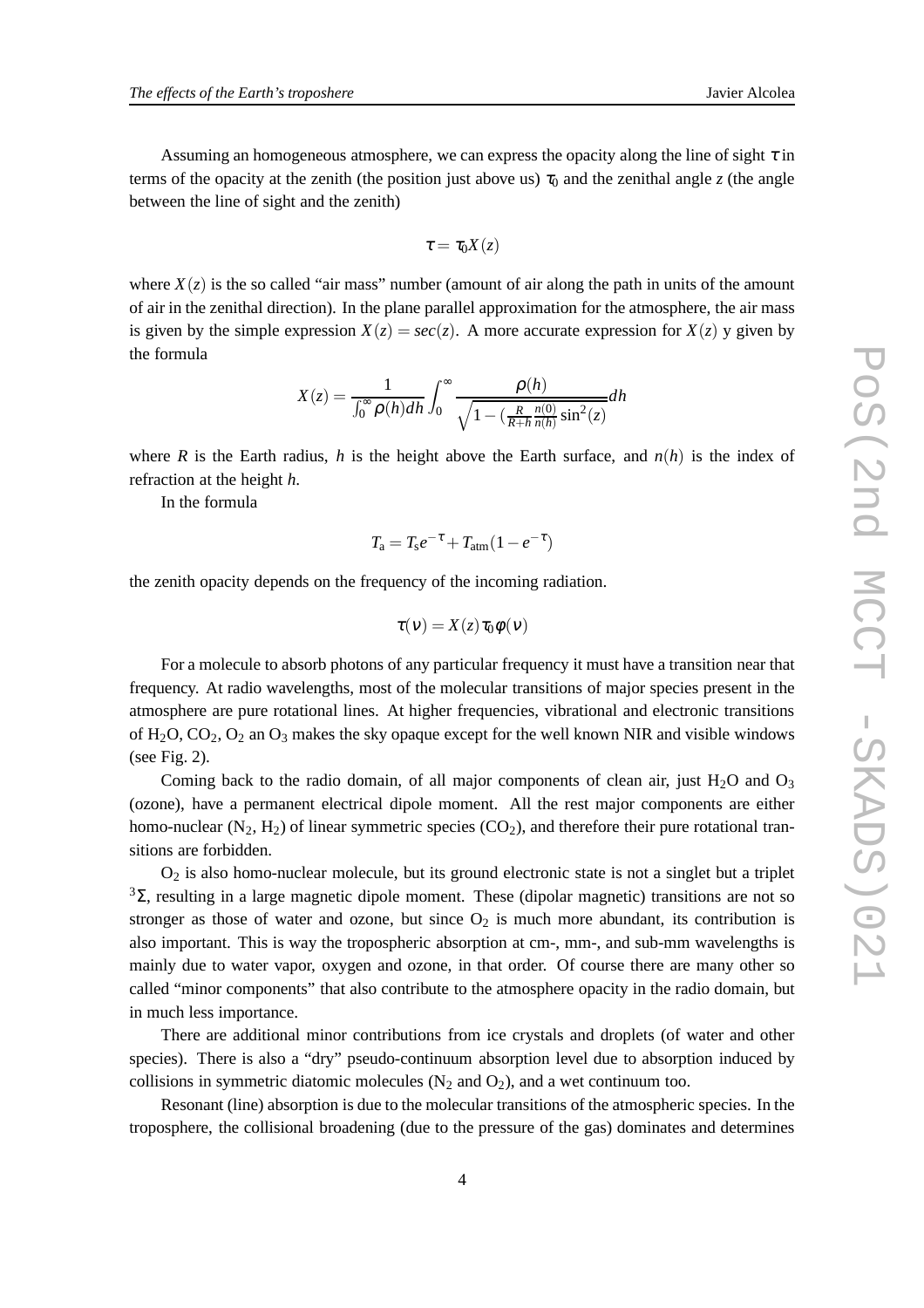Assuming an homogeneous atmosphere, we can express the opacity along the line of sight $\tau$ in terms of the opacity at the zenith (the position just above us) $\tau_0$ and the zenithal angle $z$ (the angle between the line of sight and the zenith)

$$\tau = \tau_0 X(z)$$

where $X(z)$ is the so called "air mass" number (amount of air along the path in units of the amount of air in the zenithal direction). In the plane parallel approximation for the atmosphere, the air mass is given by the simple expression $X(z) = sec(z)$. A more accurate expression for $X(z)$ y given by the formula

$$X(z) = \frac{1}{\int_0^\infty \rho(h)dh} \int_0^\infty \frac{\rho(h)}{\sqrt{1 - (\frac{R}{R+h}\frac{n(0)}{n(h)}\sin^2(z)}}dh$$

where $R$ is the Earth radius, $h$ is the height above the Earth surface, and $n(h)$ is the index of refraction at the height $h$.

In the formula

$$T_{\rm a} = T_{\rm s}e^{-\tau} + T_{\rm atm}(1 - e^{-\tau})$$

the zenith opacity depends on the frequency of the incoming radiation.

$$\tau(\nu) = X(z)\tau_0\phi(\nu)$$

For a molecule to absorb photons of any particular frequency it must have a transition near that frequency. At radio wavelengths, most of the molecular transitions of major species present in the atmosphere are pure rotational lines. At higher frequencies, vibrational and electronic transitions of $H_2O$, $CO_2$, $O_2$ an $O_3$ makes the sky opaque except for the well known NIR and visible windows (see Fig. 2).

Coming back to the radio domain, of all major components of clean air, just $H_2O$ and $O_3$ (ozone), have a permanent electrical dipole moment. All the rest major components are either homo-nuclear ($N_2$, $H_2$) of linear symmetric species ($CO_2$), and therefore their pure rotational transitions are forbidden.

$O_2$ is also homo-nuclear molecule, but its ground electronic state is not a singlet but a triplet $^3\Sigma$, resulting in a large magnetic dipole moment. These (dipolar magnetic) transitions are not so stronger as those of water and ozone, but since $O_2$ is much more abundant, its contribution is also important. This is way the tropospheric absorption at cm-, mm-, and sub-mm wavelengths is mainly due to water vapor, oxygen and ozone, in that order. Of course there are many other so called "minor components" that also contribute to the atmosphere opacity in the radio domain, but in much less importance.

There are additional minor contributions from ice crystals and droplets (of water and other species). There is also a "dry" pseudo-continuum absorption level due to absorption induced by collisions in symmetric diatomic molecules ($N_2$ and $O_2$), and a wet continuum too.

Resonant (line) absorption is due to the molecular transitions of the atmospheric species. In the troposphere, the collisional broadening (due to the pressure of the gas) dominates and determines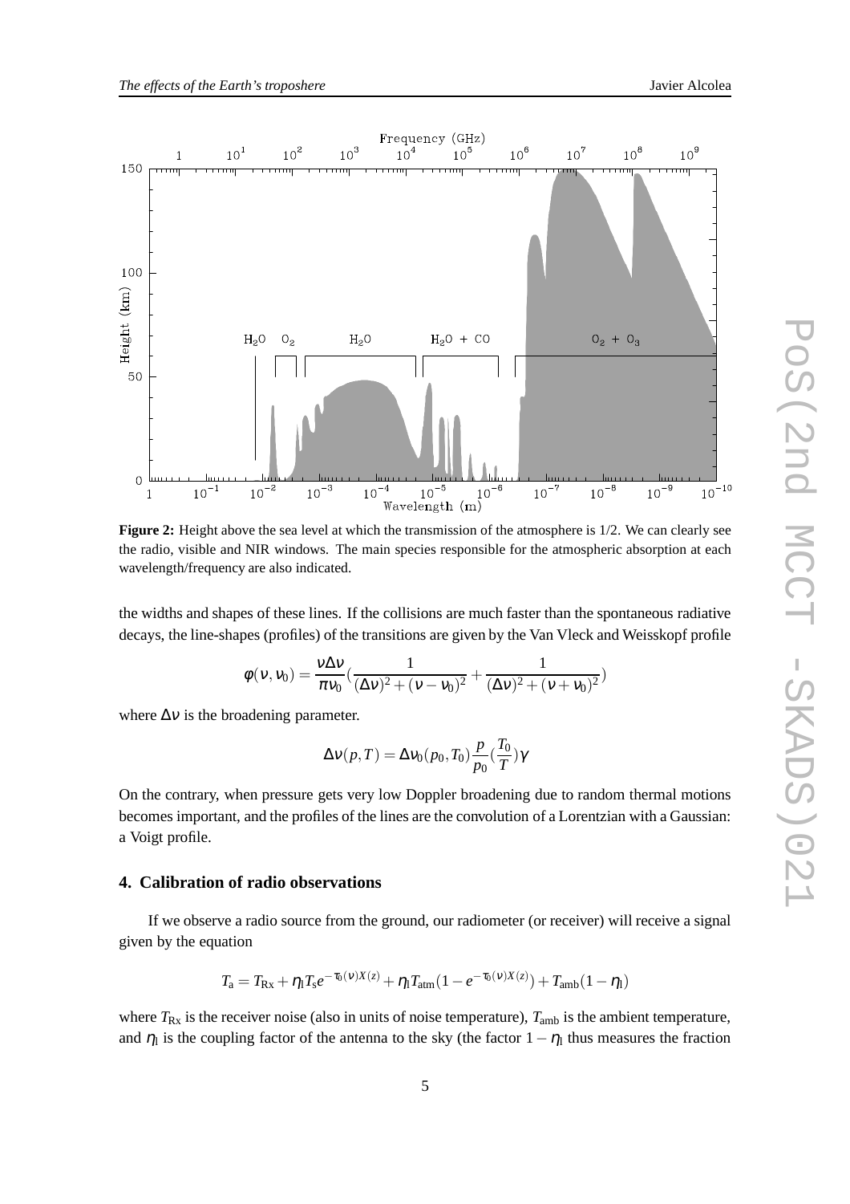**Figure 2:** Height above the sea level at which the transmission of the atmosphere is 1/2. We can clearly see the radio, visible and NIR windows. The main species responsible for the atmospheric absorption at each wavelength/frequency are also indicated.

the widths and shapes of these lines. If the collisions are much faster than the spontaneous radiative decays, the line-shapes (profiles) of the transitions are given by the Van Vleck and Weisskopf profile

$$\phi(\nu,\nu_0) = \frac{\nu\Delta\nu}{\pi\nu_0}\left(\frac{1}{(\Delta\nu)^2+(\nu-\nu_0)^2}+\frac{1}{(\Delta\nu)^2+(\nu+\nu_0)^2}\right)$$

where $\Delta\nu$ is the broadening parameter.

$$\Delta\nu(p,T) = \Delta\nu_0(p_0,T_0)\frac{p}{p_0}\left(\frac{T_0}{T}\right)\gamma$$

On the contrary, when pressure gets very low Doppler broadening due to random thermal motions becomes important, and the profiles of the lines are the convolution of a Lorentzian with a Gaussian: a Voigt profile.

## 4. Calibration of radio observations

If we observe a radio source from the ground, our radiometer (or receiver) will receive a signal given by the equation

$$T_{\rm a} = T_{\rm Rx} + \eta_{\rm l} T_{\rm s} e^{-\tau_0(\nu)X(z)} + \eta_{\rm l} T_{\rm atm}(1-e^{-\tau_0(\nu)X(z)}) + T_{\rm amb}(1-\eta_{\rm l})$$

where $T_{\rm Rx}$ is the receiver noise (also in units of noise temperature), $T_{\rm amb}$ is the ambient temperature, and $\eta_{\rm l}$ is the coupling factor of the antenna to the sky (the factor $1-\eta_{\rm l}$ thus measures the fraction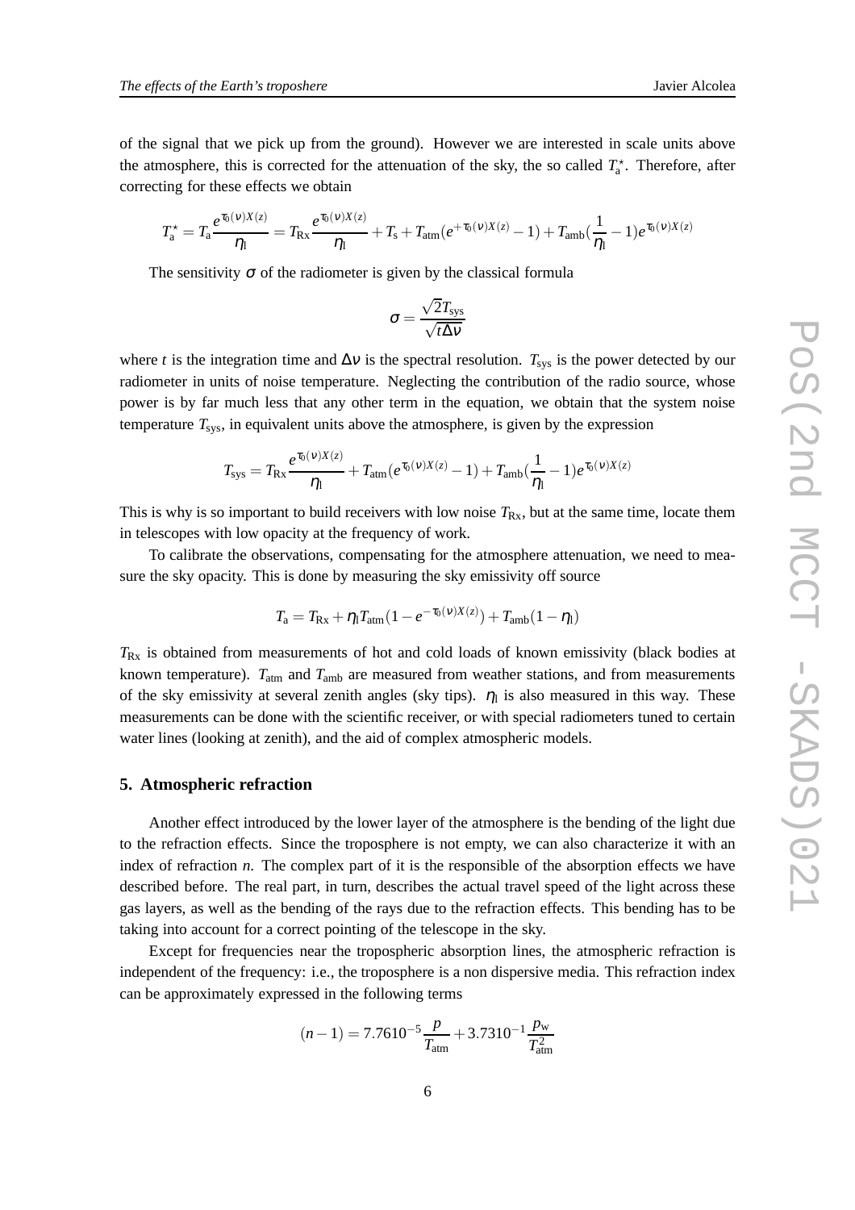of the signal that we pick up from the ground). However we are interested in scale units above the atmosphere, this is corrected for the attenuation of the sky, the so called $T_a^\star$. Therefore, after correcting for these effects we obtain

$$T_a^\star = T_a \frac{e^{\tau_0(\nu)X(z)}}{\eta_l} = T_{Rx}\frac{e^{\tau_0(\nu)X(z)}}{\eta_l} + T_s + T_{atm}(e^{+\tau_0(\nu)X(z)} - 1) + T_{amb}(\frac{1}{\eta_l} - 1)e^{\tau_0(\nu)X(z)}$$

The sensitivity $\sigma$ of the radiometer is given by the classical formula

$$\sigma = \frac{\sqrt{2}T_{sys}}{\sqrt{t\Delta\nu}}$$

where $t$ is the integration time and $\Delta\nu$ is the spectral resolution. $T_{sys}$ is the power detected by our radiometer in units of noise temperature. Neglecting the contribution of the radio source, whose power is by far much less that any other term in the equation, we obtain that the system noise temperature $T_{sys}$, in equivalent units above the atmosphere, is given by the expression

$$T_{sys} = T_{Rx}\frac{e^{\tau_0(\nu)X(z)}}{\eta_l} + T_{atm}(e^{\tau_0(\nu)X(z)} - 1) + T_{amb}(\frac{1}{\eta_l} - 1)e^{\tau_0(\nu)X(z)}$$

This is why is so important to build receivers with low noise $T_{Rx}$, but at the same time, locate them in telescopes with low opacity at the frequency of work.

To calibrate the observations, compensating for the atmosphere attenuation, we need to measure the sky opacity. This is done by measuring the sky emissivity off source

$$T_a = T_{Rx} + \eta_l T_{atm}(1 - e^{-\tau_0(\nu)X(z)}) + T_{amb}(1 - \eta_l)$$

$T_{Rx}$ is obtained from measurements of hot and cold loads of known emissivity (black bodies at known temperature). $T_{atm}$ and $T_{amb}$ are measured from weather stations, and from measurements of the sky emissivity at several zenith angles (sky tips). $\eta_l$ is also measured in this way. These measurements can be done with the scientific receiver, or with special radiometers tuned to certain water lines (looking at zenith), and the aid of complex atmospheric models.

## 5. Atmospheric refraction

Another effect introduced by the lower layer of the atmosphere is the bending of the light due to the refraction effects. Since the troposphere is not empty, we can also characterize it with an index of refraction $n$. The complex part of it is the responsible of the absorption effects we have described before. The real part, in turn, describes the actual travel speed of the light across these gas layers, as well as the bending of the rays due to the refraction effects. This bending has to be taking into account for a correct pointing of the telescope in the sky.

Except for frequencies near the tropospheric absorption lines, the atmospheric refraction is independent of the frequency: i.e., the troposphere is a non dispersive media. This refraction index can be approximately expressed in the following terms

$$(n-1) = 7.7610^{-5}\frac{p}{T_{atm}} + 3.7310^{-1}\frac{p_w}{T_{atm}^2}$$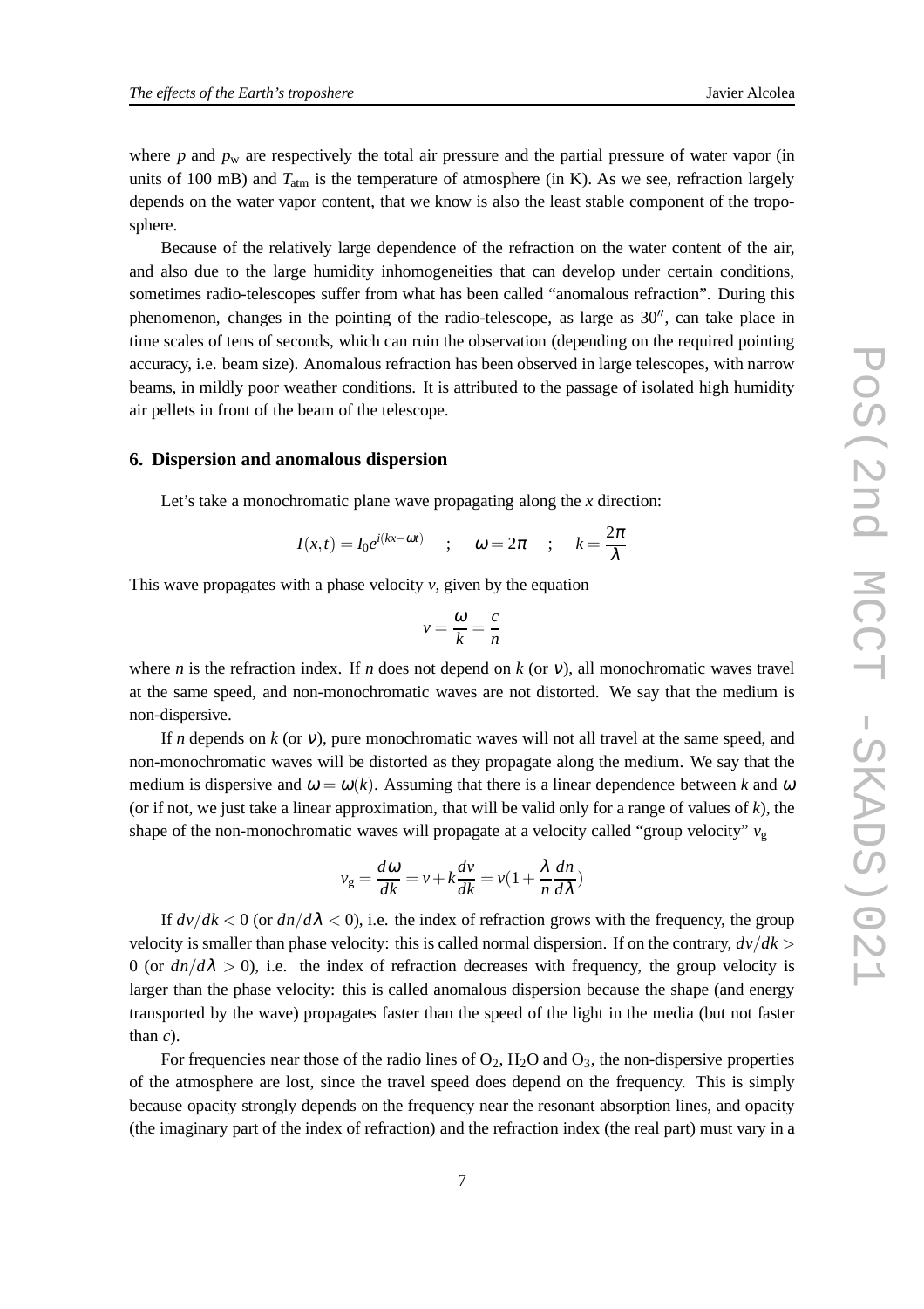where $p$ and $p_{\rm w}$ are respectively the total air pressure and the partial pressure of water vapor (in units of 100 mB) and $T_{\rm atm}$ is the temperature of atmosphere (in K). As we see, refraction largely depends on the water vapor content, that we know is also the least stable component of the troposphere.

Because of the relatively large dependence of the refraction on the water content of the air, and also due to the large humidity inhomogeneities that can develop under certain conditions, sometimes radio-telescopes suffer from what has been called "anomalous refraction". During this phenomenon, changes in the pointing of the radio-telescope, as large as $30''$, can take place in time scales of tens of seconds, which can ruin the observation (depending on the required pointing accuracy, i.e. beam size). Anomalous refraction has been observed in large telescopes, with narrow beams, in mildly poor weather conditions. It is attributed to the passage of isolated high humidity air pellets in front of the beam of the telescope.

## 6. Dispersion and anomalous dispersion

Let's take a monochromatic plane wave propagating along the $x$ direction:

$$I(x,t) = I_0 e^{i(kx-\omega t)} \quad ; \quad \omega = 2\pi \quad ; \quad k = \frac{2\pi}{\lambda}$$

This wave propagates with a phase velocity $v$, given by the equation

$$v = \frac{\omega}{k} = \frac{c}{n}$$

where $n$ is the refraction index. If $n$ does not depend on $k$ (or $\nu$), all monochromatic waves travel at the same speed, and non-monochromatic waves are not distorted. We say that the medium is non-dispersive.

If $n$ depends on $k$ (or $\nu$), pure monochromatic waves will not all travel at the same speed, and non-monochromatic waves will be distorted as they propagate along the medium. We say that the medium is dispersive and $\omega = \omega(k)$. Assuming that there is a linear dependence between $k$ and $\omega$ (or if not, we just take a linear approximation, that will be valid only for a range of values of $k$), the shape of the non-monochromatic waves will propagate at a velocity called "group velocity" $v_{\rm g}$

$$v_{\rm g} = \frac{d\omega}{dk} = v + k\frac{dv}{dk} = v(1 + \frac{\lambda}{n}\frac{dn}{d\lambda})$$

If $dv/dk < 0$ (or $dn/d\lambda < 0$), i.e. the index of refraction grows with the frequency, the group velocity is smaller than phase velocity: this is called normal dispersion. If on the contrary, $dv/dk > 0$ (or $dn/d\lambda > 0$), i.e. the index of refraction decreases with frequency, the group velocity is larger than the phase velocity: this is called anomalous dispersion because the shape (and energy transported by the wave) propagates faster than the speed of the light in the media (but not faster than $c$).

For frequencies near those of the radio lines of $O_2$, $H_2O$ and $O_3$, the non-dispersive properties of the atmosphere are lost, since the travel speed does depend on the frequency. This is simply because opacity strongly depends on the frequency near the resonant absorption lines, and opacity (the imaginary part of the index of refraction) and the refraction index (the real part) must vary in a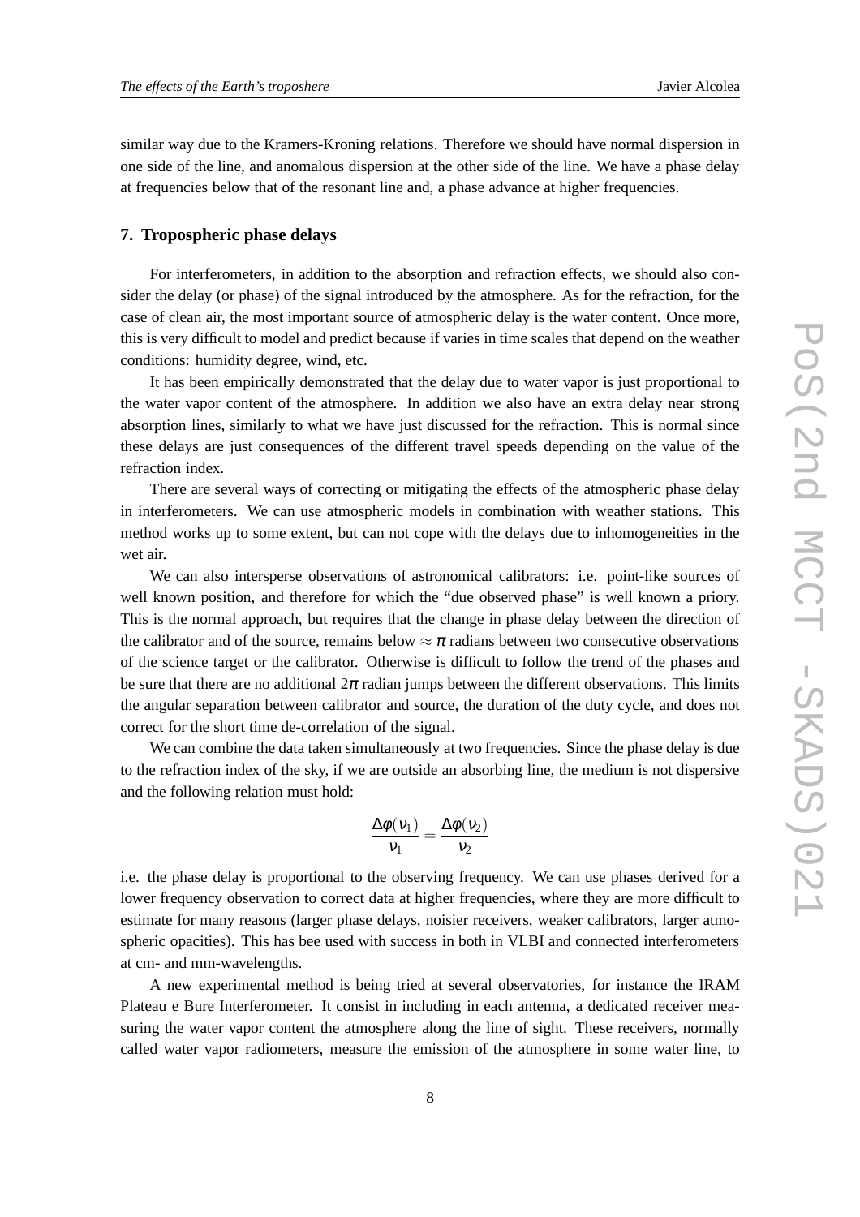similar way due to the Kramers-Kroning relations. Therefore we should have normal dispersion in one side of the line, and anomalous dispersion at the other side of the line. We have a phase delay at frequencies below that of the resonant line and, a phase advance at higher frequencies.

## 7. Tropospheric phase delays

For interferometers, in addition to the absorption and refraction effects, we should also consider the delay (or phase) of the signal introduced by the atmosphere. As for the refraction, for the case of clean air, the most important source of atmospheric delay is the water content. Once more, this is very difficult to model and predict because if varies in time scales that depend on the weather conditions: humidity degree, wind, etc.

It has been empirically demonstrated that the delay due to water vapor is just proportional to the water vapor content of the atmosphere. In addition we also have an extra delay near strong absorption lines, similarly to what we have just discussed for the refraction. This is normal since these delays are just consequences of the different travel speeds depending on the value of the refraction index.

There are several ways of correcting or mitigating the effects of the atmospheric phase delay in interferometers. We can use atmospheric models in combination with weather stations. This method works up to some extent, but can not cope with the delays due to inhomogeneities in the wet air.

We can also intersperse observations of astronomical calibrators: i.e. point-like sources of well known position, and therefore for which the "due observed phase" is well known a priory. This is the normal approach, but requires that the change in phase delay between the direction of the calibrator and of the source, remains below $\approx \pi$ radians between two consecutive observations of the science target or the calibrator. Otherwise is difficult to follow the trend of the phases and be sure that there are no additional $2\pi$ radian jumps between the different observations. This limits the angular separation between calibrator and source, the duration of the duty cycle, and does not correct for the short time de-correlation of the signal.

We can combine the data taken simultaneously at two frequencies. Since the phase delay is due to the refraction index of the sky, if we are outside an absorbing line, the medium is not dispersive and the following relation must hold:

$$\frac{\Delta\phi(\nu_1)}{\nu_1} = \frac{\Delta\phi(\nu_2)}{\nu_2}$$

i.e. the phase delay is proportional to the observing frequency. We can use phases derived for a lower frequency observation to correct data at higher frequencies, where they are more difficult to estimate for many reasons (larger phase delays, noisier receivers, weaker calibrators, larger atmospheric opacities). This has bee used with success in both in VLBI and connected interferometers at cm- and mm-wavelengths.

A new experimental method is being tried at several observatories, for instance the IRAM Plateau e Bure Interferometer. It consist in including in each antenna, a dedicated receiver measuring the water vapor content the atmosphere along the line of sight. These receivers, normally called water vapor radiometers, measure the emission of the atmosphere in some water line, to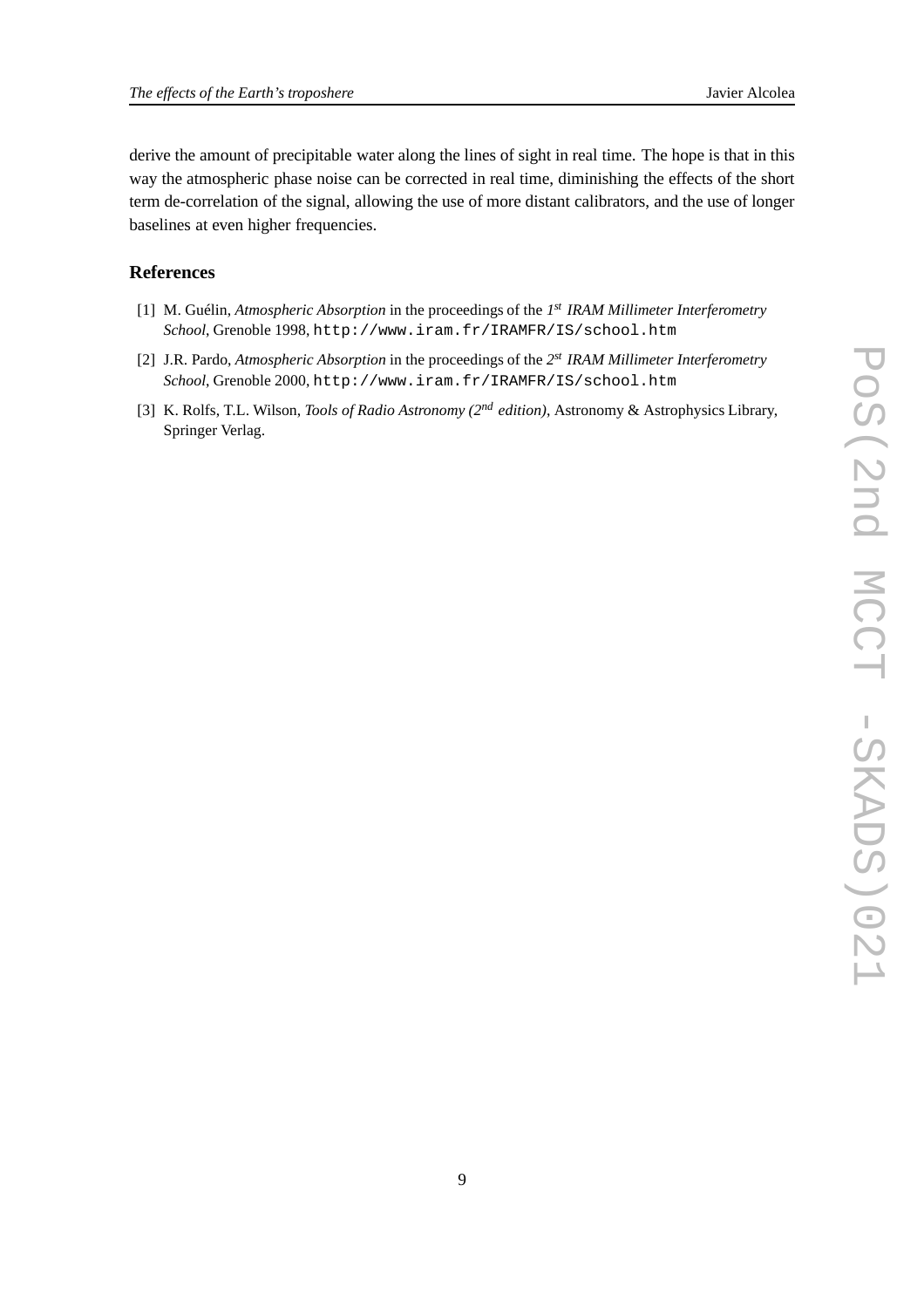derive the amount of precipitable water along the lines of sight in real time. The hope is that in this way the atmospheric phase noise can be corrected in real time, diminishing the effects of the short term de-correlation of the signal, allowing the use of more distant calibrators, and the use of longer baselines at even higher frequencies.

## References

[1] M. Guélin, *Atmospheric Absorption* in the proceedings of the *1st IRAM Millimeter Interferometry School*, Grenoble 1998, `http://www.iram.fr/IRAMFR/IS/school.htm`

[2] J.R. Pardo, *Atmospheric Absorption* in the proceedings of the *2st IRAM Millimeter Interferometry School*, Grenoble 2000, `http://www.iram.fr/IRAMFR/IS/school.htm`

[3] K. Rolfs, T.L. Wilson, *Tools of Radio Astronomy (2nd edition)*, Astronomy & Astrophysics Library, Springer Verlag.